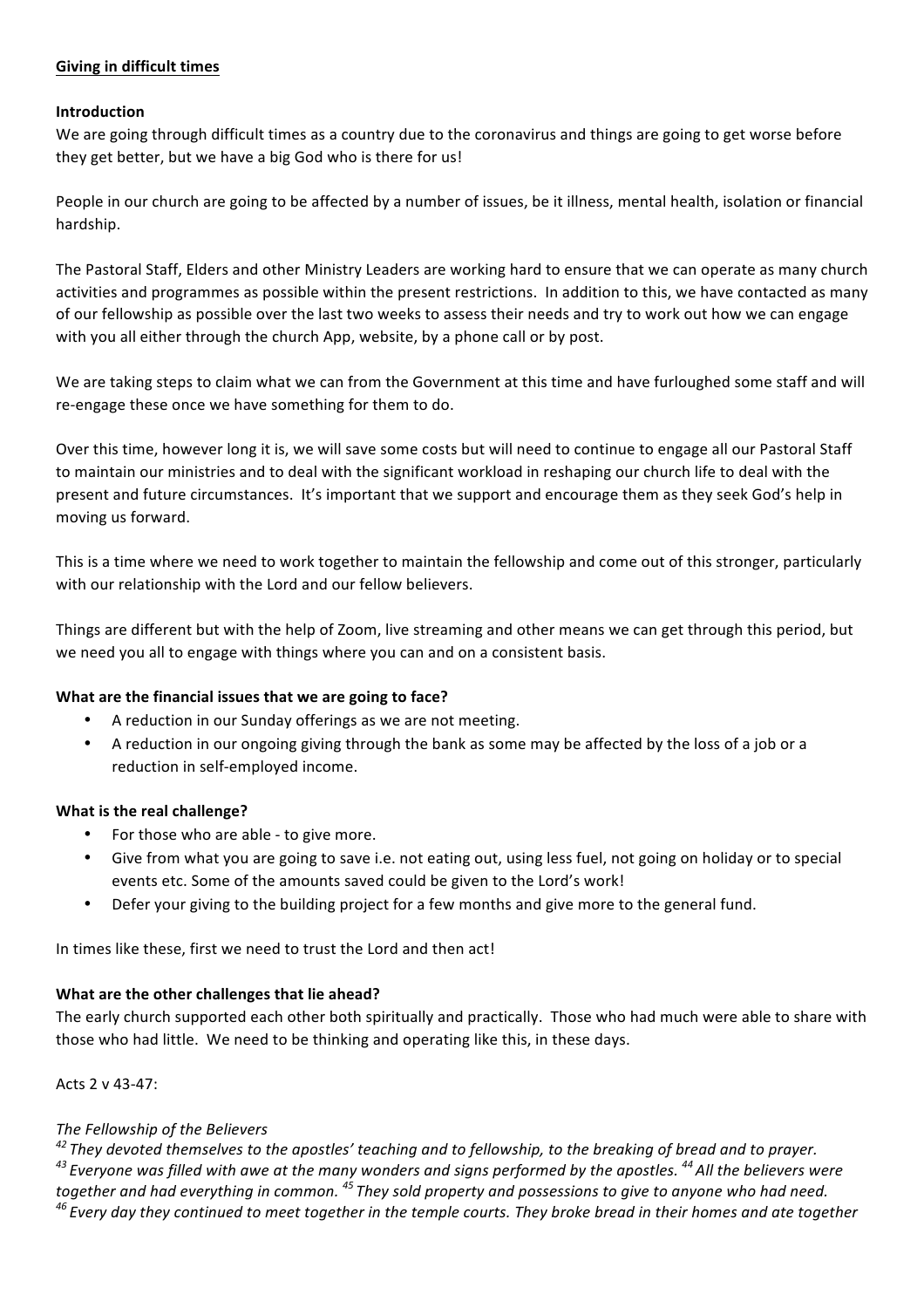**Giving in difficult times**

**Introduction**

We are going through difficult times as a country due to the coronavirus and things are going to get worse before they get better, but we have a big God who is there for us!

People in our church are going to be affected by a number of issues, be it illness, mental health, isolation or financial hardship.

The Pastoral Staff, Elders and other Ministry Leaders are working hard to ensure that we can operate as many church activities and programmes as possible within the present restrictions. In addition to this, we have contacted as many of our fellowship as possible over the last two weeks to assess their needs and try to work out how we can engage with you all either through the church App, website, by a phone call or by post.

We are taking steps to claim what we can from the Government at this time and have furloughed some staff and will re-engage these once we have something for them to do.

Over this time, however long it is, we will save some costs but will need to continue to engage all our Pastoral Staff to maintain our ministries and to deal with the significant workload in reshaping our church life to deal with the present and future circumstances. It's important that we support and encourage them as they seek God's help in moving us forward.

This is a time where we need to work together to maintain the fellowship and come out of this stronger, particularly with our relationship with the Lord and our fellow believers.

Things are different but with the help of Zoom, live streaming and other means we can get through this period, but we need you all to engage with things where you can and on a consistent basis.

**What are the financial issues that we are going to face?**

- A reduction in our Sunday offerings as we are not meeting.
- A reduction in our ongoing giving through the bank as some may be affected by the loss of a job or a reduction in self-employed income.

**What is the real challenge?**

- For those who are able - to give more.
- Give from what you are going to save i.e. not eating out, using less fuel, not going on holiday or to special events etc. Some of the amounts saved could be given to the Lord's work!
- Defer your giving to the building project for a few months and give more to the general fund.

In times like these, first we need to trust the Lord and then act!

**What are the other challenges that lie ahead?**

The early church supported each other both spiritually and practically. Those who had much were able to share with those who had little. We need to be thinking and operating like this, in these days.

Acts 2 v 43-47:

*The Fellowship of the Believers*

*[42] They devoted themselves to the apostles' teaching and to fellowship, to the breaking of bread and to prayer. [43] Everyone was filled with awe at the many wonders and signs performed by the apostles. [44] All the believers were together and had everything in common. [45] They sold property and possessions to give to anyone who had need. [46] Every day they continued to meet together in the temple courts. They broke bread in their homes and ate together*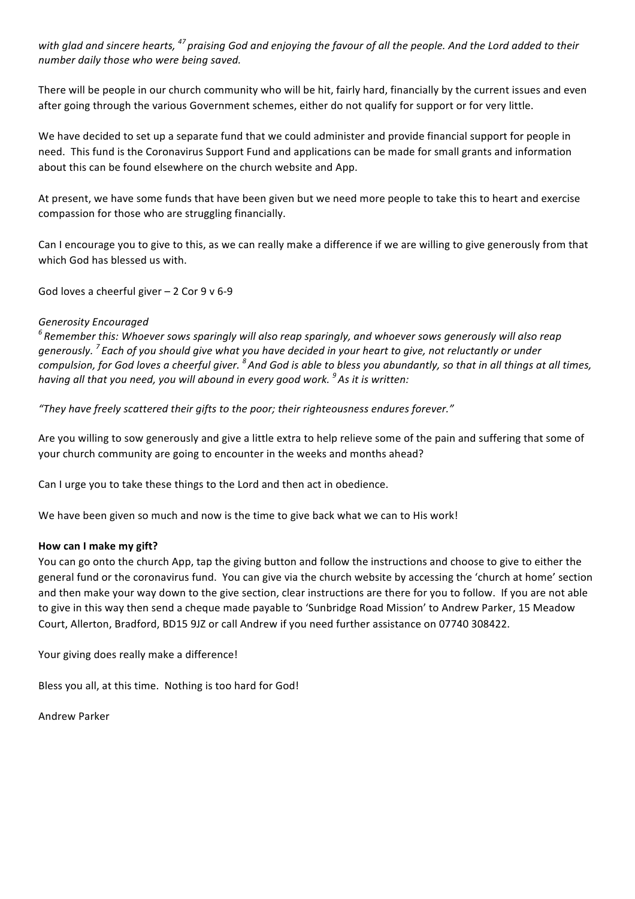*with glad and sincere hearts, [47] praising God and enjoying the favour of all the people. And the Lord added to their number daily those who were being saved.*

There will be people in our church community who will be hit, fairly hard, financially by the current issues and even after going through the various Government schemes, either do not qualify for support or for very little.

We have decided to set up a separate fund that we could administer and provide financial support for people in need. This fund is the Coronavirus Support Fund and applications can be made for small grants and information about this can be found elsewhere on the church website and App.

At present, we have some funds that have been given but we need more people to take this to heart and exercise compassion for those who are struggling financially.

Can I encourage you to give to this, as we can really make a difference if we are willing to give generously from that which God has blessed us with.

God loves a cheerful giver – 2 Cor 9 v 6-9

*Generosity Encouraged*
*[6] Remember this: Whoever sows sparingly will also reap sparingly, and whoever sows generously will also reap generously. [7] Each of you should give what you have decided in your heart to give, not reluctantly or under compulsion, for God loves a cheerful giver. [8] And God is able to bless you abundantly, so that in all things at all times, having all that you need, you will abound in every good work. [9] As it is written:*

*"They have freely scattered their gifts to the poor; their righteousness endures forever."*

Are you willing to sow generously and give a little extra to help relieve some of the pain and suffering that some of your church community are going to encounter in the weeks and months ahead?

Can I urge you to take these things to the Lord and then act in obedience.

We have been given so much and now is the time to give back what we can to His work!

**How can I make my gift?**
You can go onto the church App, tap the giving button and follow the instructions and choose to give to either the general fund or the coronavirus fund. You can give via the church website by accessing the 'church at home' section and then make your way down to the give section, clear instructions are there for you to follow. If you are not able to give in this way then send a cheque made payable to 'Sunbridge Road Mission' to Andrew Parker, 15 Meadow Court, Allerton, Bradford, BD15 9JZ or call Andrew if you need further assistance on 07740 308422.

Your giving does really make a difference!

Bless you all, at this time. Nothing is too hard for God!

Andrew Parker